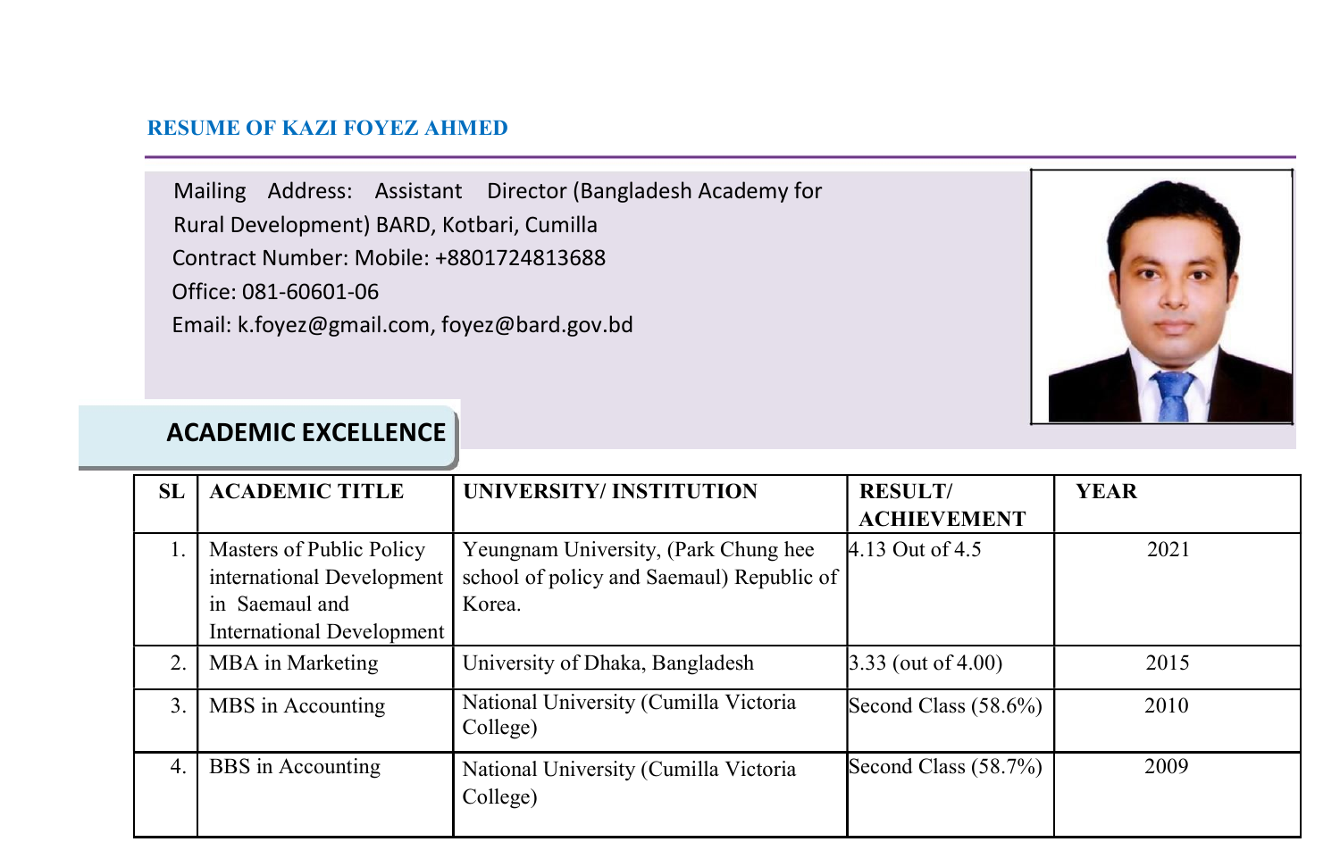# RESUME OF KAZI FOYEZ AHMED

Mailing Address: Assistant Director (Bangladesh Academy for Rural Development) BARD, Kotbari, Cumilla
Contract Number: Mobile: +8801724813688
Office: 081-60601-06
Email: k.foyez@gmail.com, foyez@bard.gov.bd

## ACADEMIC EXCELLENCE

| SL | ACADEMIC TITLE | UNIVERSITY/ INSTITUTION | RESULT/ ACHIEVEMENT | YEAR |
|---|---|---|---|---|
| 1. | Masters of Public Policy international Development in Saemaul and International Development | Yeungnam University, (Park Chung hee school of policy and Saemaul) Republic of Korea. | 4.13 Out of 4.5 | 2021 |
| 2. | MBA in Marketing | University of Dhaka, Bangladesh | 3.33 (out of 4.00) | 2015 |
| 3. | MBS in Accounting | National University (Cumilla Victoria College) | Second Class (58.6%) | 2010 |
| 4. | BBS in Accounting | National University (Cumilla Victoria College) | Second Class (58.7%) | 2009 |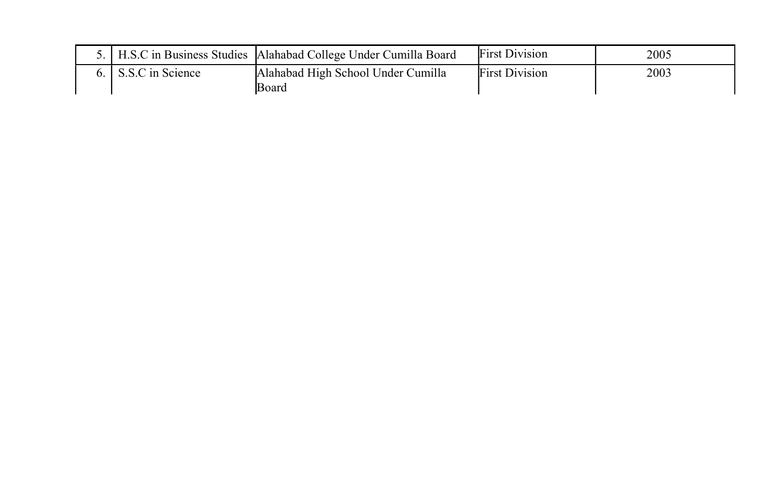| | | | | |
|---|---|---|---|---|
| 5. | H.S.C in Business Studies | Alahabad College Under Cumilla Board | First Division | 2005 |
| 6. | S.S.C in Science | Alahabad High School Under Cumilla Board | First Division | 2003 |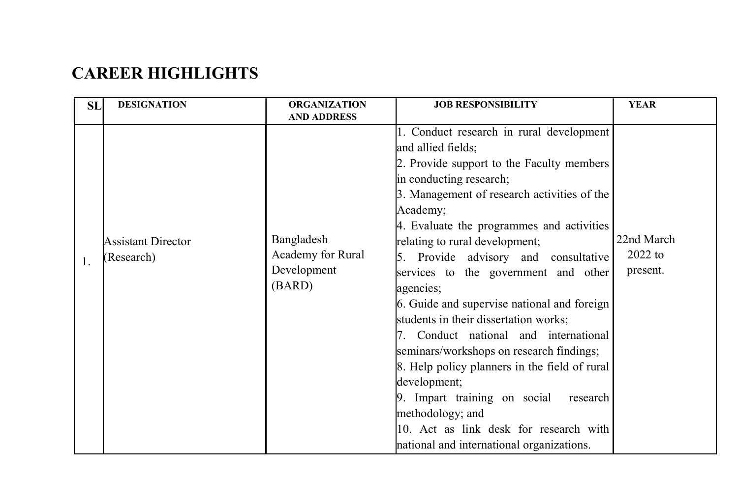## CAREER HIGHLIGHTS

| SL | DESIGNATION | ORGANIZATION AND ADDRESS | JOB RESPONSIBILITY | YEAR |
|---|---|---|---|---|
| 1. | Assistant Director (Research) | Bangladesh Academy for Rural Development (BARD) | 1. Conduct research in rural development and allied fields;<br>2. Provide support to the Faculty members in conducting research;<br>3. Management of research activities of the Academy;<br>4. Evaluate the programmes and activities relating to rural development;<br>5. Provide advisory and consultative services to the government and other agencies;<br>6. Guide and supervise national and foreign students in their dissertation works;<br>7. Conduct national and international seminars/workshops on research findings;<br>8. Help policy planners in the field of rural development;<br>9. Impart training on social research methodology; and<br>10. Act as link desk for research with national and international organizations. | 22nd March 2022 to present. |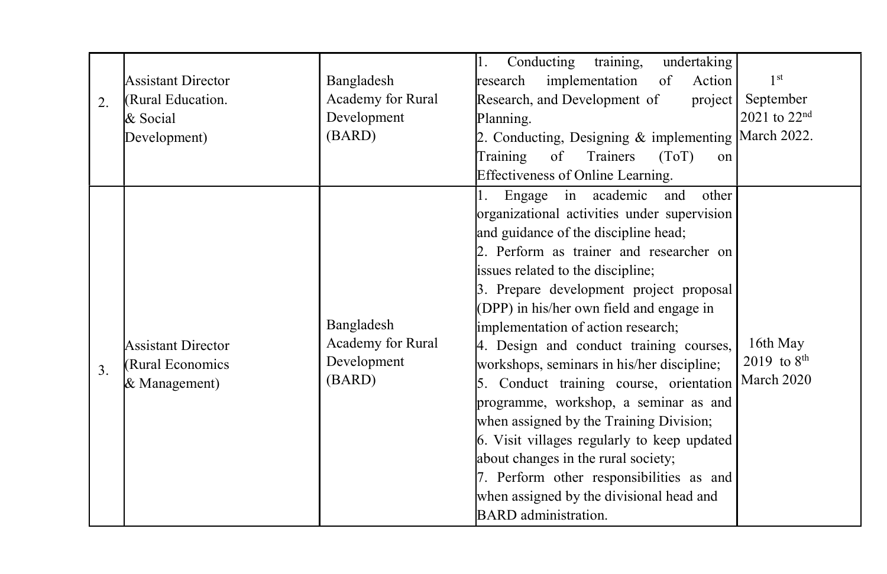| 2. | Assistant Director (Rural Education. & Social Development) | Bangladesh Academy for Rural Development (BARD) | 1. Conducting training, undertaking research implementation of Action Research, and Development of project Planning.<br>2. Conducting, Designing & implementing Training of Trainers (ToT) on Effectiveness of Online Learning. | 1st September 2021 to 22nd March 2022. |
|---|---|---|---|---|
| 3. | Assistant Director (Rural Economics & Management) | Bangladesh Academy for Rural Development (BARD) | 1. Engage in academic and other organizational activities under supervision and guidance of the discipline head;<br>2. Perform as trainer and researcher on issues related to the discipline;<br>3. Prepare development project proposal (DPP) in his/her own field and engage in implementation of action research;<br>4. Design and conduct training courses, workshops, seminars in his/her discipline;<br>5. Conduct training course, orientation programme, workshop, a seminar as and when assigned by the Training Division;<br>6. Visit villages regularly to keep updated about changes in the rural society;<br>7. Perform other responsibilities as and when assigned by the divisional head and BARD administration. | 16th May 2019 to 8th March 2020 |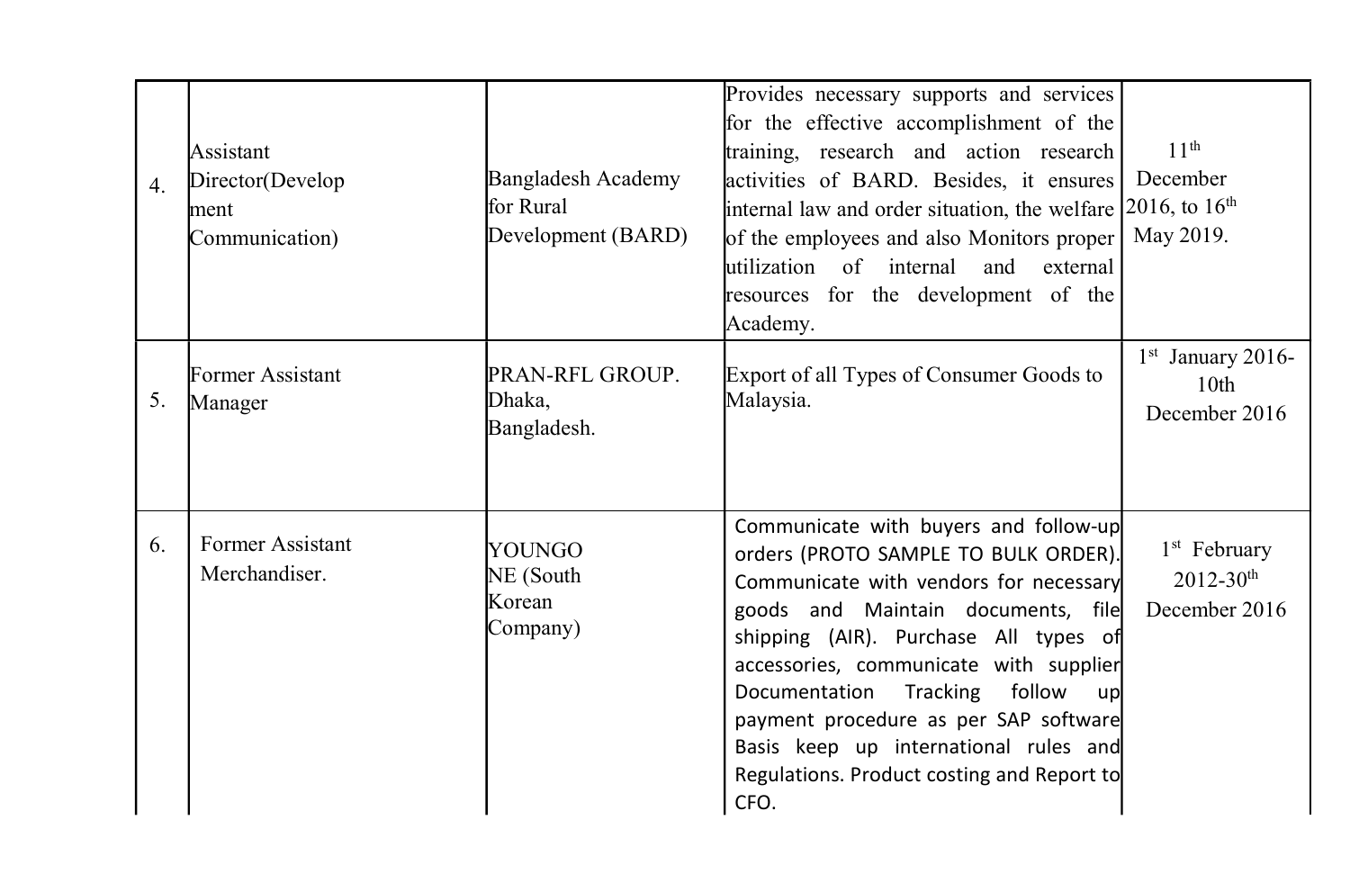| 4. | Assistant Director(Development Communication) | Bangladesh Academy for Rural Development (BARD) | Provides necessary supports and services for the effective accomplishment of the training, research and action research activities of BARD. Besides, it ensures internal law and order situation, the welfare of the employees and also Monitors proper utilization of internal and external resources for the development of the Academy. | 11th December 2016, to 16th May 2019. |
|---|---|---|---|---|
| 5. | Former Assistant Manager | PRAN-RFL GROUP. Dhaka, Bangladesh. | Export of all Types of Consumer Goods to Malaysia. | 1st January 2016- 10th December 2016 |
| 6. | Former Assistant Merchandiser. | YOUNGONE (South Korean Company) | Communicate with buyers and follow-up orders (PROTO SAMPLE TO BULK ORDER). Communicate with vendors for necessary goods and Maintain documents, file shipping (AIR). Purchase All types of accessories, communicate with supplier Documentation Tracking follow up payment procedure as per SAP software Basis keep up international rules and Regulations. Product costing and Report to CFO. | 1st February 2012-30th December 2016 |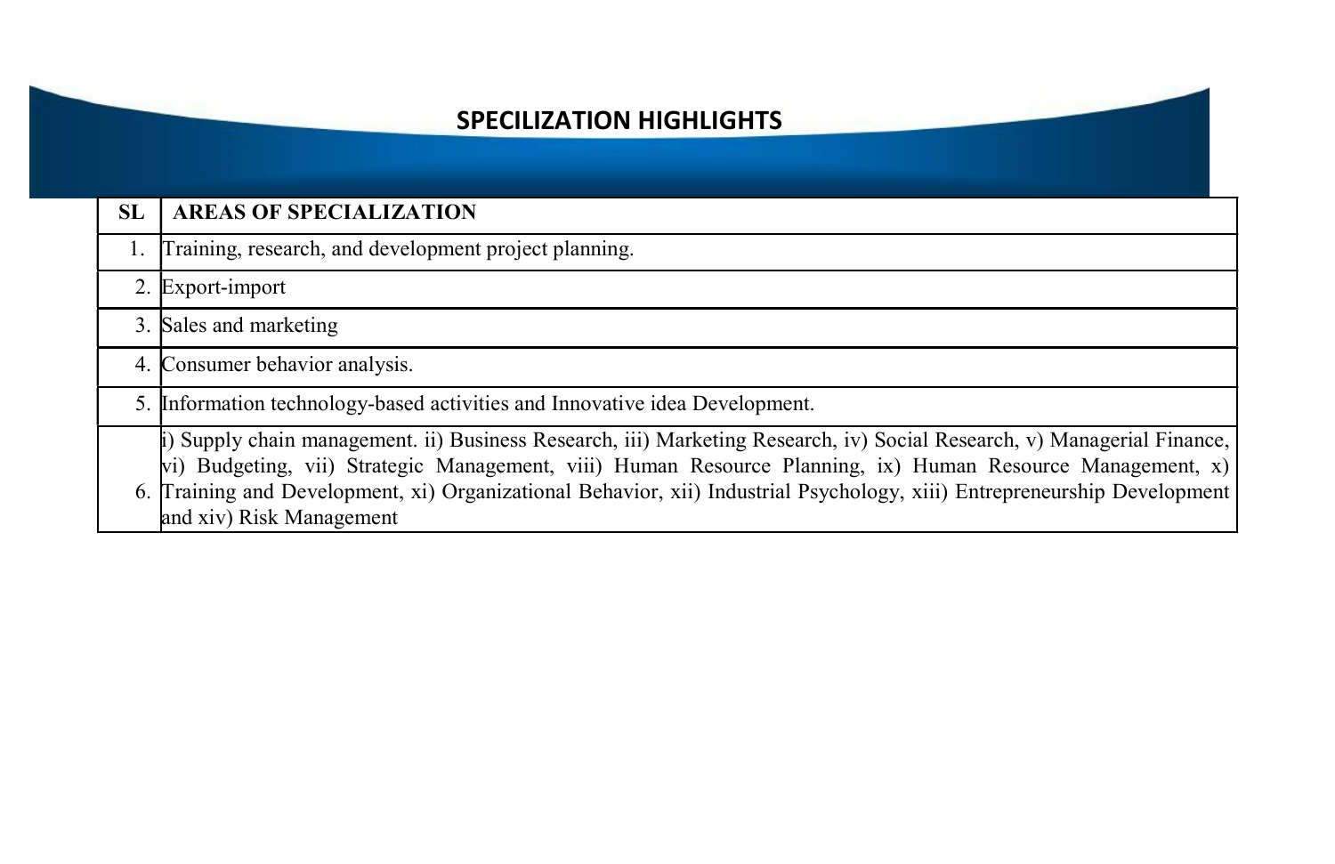## SPECILIZATION HIGHLIGHTS

| SL | AREAS OF SPECIALIZATION |
|---|---|
| 1. | Training, research, and development project planning. |
| 2. | Export-import |
| 3. | Sales and marketing |
| 4. | Consumer behavior analysis. |
| 5. | Information technology-based activities and Innovative idea Development. |
| 6. | i) Supply chain management. ii) Business Research, iii) Marketing Research, iv) Social Research, v) Managerial Finance, vi) Budgeting, vii) Strategic Management, viii) Human Resource Planning, ix) Human Resource Management, x) Training and Development, xi) Organizational Behavior, xii) Industrial Psychology, xiii) Entrepreneurship Development and xiv) Risk Management |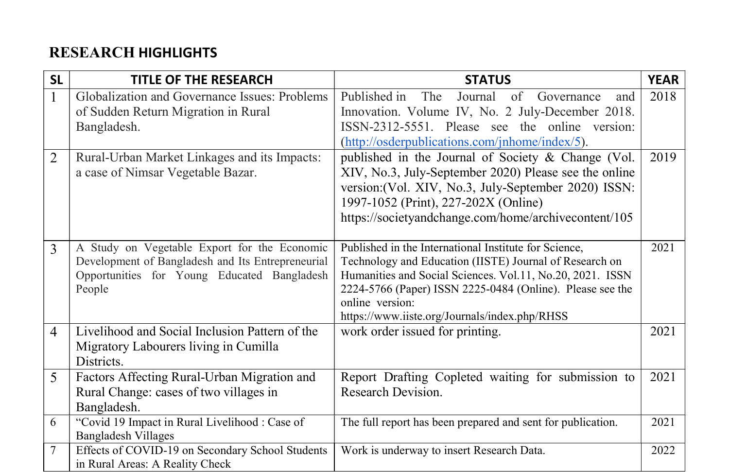## RESEARCH HIGHLIGHTS

| SL | TITLE OF THE RESEARCH | STATUS | YEAR |
|---|---|---|---|
| 1 | Globalization and Governance Issues: Problems of Sudden Return Migration in Rural Bangladesh. | Published in The Journal of Governance and Innovation. Volume IV, No. 2 July-December 2018. ISSN-2312-5551. Please see the online version: (http://osderpublications.com/jnhome/index/5). | 2018 |
| 2 | Rural-Urban Market Linkages and its Impacts: a case of Nimsar Vegetable Bazar. | published in the Journal of Society & Change (Vol. XIV, No.3, July-September 2020) Please see the online version:(Vol. XIV, No.3, July-September 2020) ISSN: 1997-1052 (Print), 227-202X (Online) https://societyandchange.com/home/archivecontent/105 | 2019 |
| 3 | A Study on Vegetable Export for the Economic Development of Bangladesh and Its Entrepreneurial Opportunities for Young Educated Bangladesh People | Published in the International Institute for Science, Technology and Education (IISTE) Journal of Research on Humanities and Social Sciences. Vol.11, No.20, 2021. ISSN 2224-5766 (Paper) ISSN 2225-0484 (Online). Please see the online version: https://www.iiste.org/Journals/index.php/RHSS | 2021 |
| 4 | Livelihood and Social Inclusion Pattern of the Migratory Labourers living in Cumilla Districts. | work order issued for printing. | 2021 |
| 5 | Factors Affecting Rural-Urban Migration and Rural Change: cases of two villages in Bangladesh. | Report Drafting Copleted waiting for submission to Research Devision. | 2021 |
| 6 | "Covid 19 Impact in Rural Livelihood : Case of Bangladesh Villages | The full report has been prepared and sent for publication. | 2021 |
| 7 | Effects of COVID-19 on Secondary School Students in Rural Areas: A Reality Check | Work is underway to insert Research Data. | 2022 |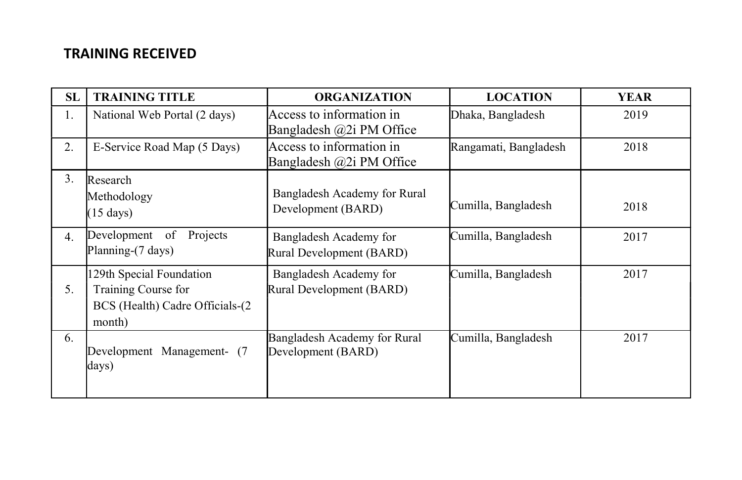## TRAINING RECEIVED

| SL | TRAINING TITLE | ORGANIZATION | LOCATION | YEAR |
|---|---|---|---|---|
| 1. | National Web Portal (2 days) | Access to information in Bangladesh @2i PM Office | Dhaka, Bangladesh | 2019 |
| 2. | E-Service Road Map (5 Days) | Access to information in Bangladesh @2i PM Office | Rangamati, Bangladesh | 2018 |
| 3. | Research Methodology (15 days) | Bangladesh Academy for Rural Development (BARD) | Cumilla, Bangladesh | 2018 |
| 4. | Development of Projects Planning-(7 days) | Bangladesh Academy for Rural Development (BARD) | Cumilla, Bangladesh | 2017 |
| 5. | 129th Special Foundation Training Course for BCS (Health) Cadre Officials-(2 month) | Bangladesh Academy for Rural Development (BARD) | Cumilla, Bangladesh | 2017 |
| 6. | Development Management- (7 days) | Bangladesh Academy for Rural Development (BARD) | Cumilla, Bangladesh | 2017 |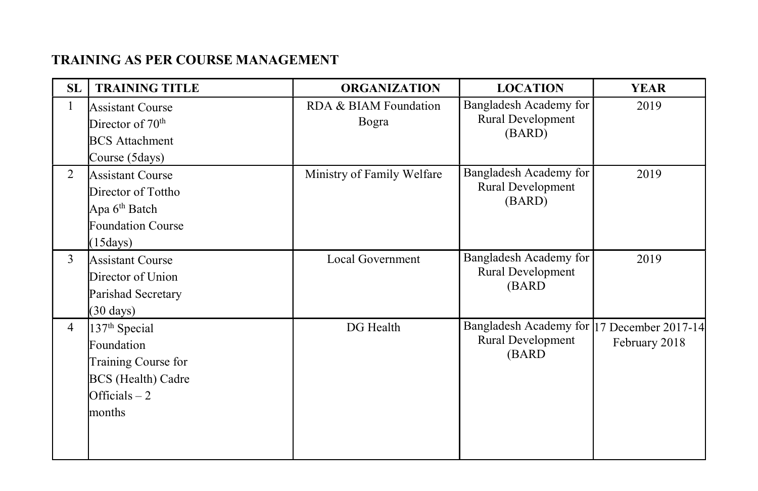## TRAINING AS PER COURSE MANAGEMENT

| SL | TRAINING TITLE | ORGANIZATION | LOCATION | YEAR |
|---|---|---|---|---|
| 1 | Assistant Course Director of 70th BCS Attachment Course (5days) | RDA & BIAM Foundation Bogra | Bangladesh Academy for Rural Development (BARD) | 2019 |
| 2 | Assistant Course Director of Tottho Apa 6th Batch Foundation Course (15days) | Ministry of Family Welfare | Bangladesh Academy for Rural Development (BARD) | 2019 |
| 3 | Assistant Course Director of Union Parishad Secretary (30 days) | Local Government | Bangladesh Academy for Rural Development (BARD | 2019 |
| 4 | 137th Special Foundation Training Course for BCS (Health) Cadre Officials – 2 months | DG Health | Bangladesh Academy for Rural Development (BARD | 17 December 2017-14 February 2018 |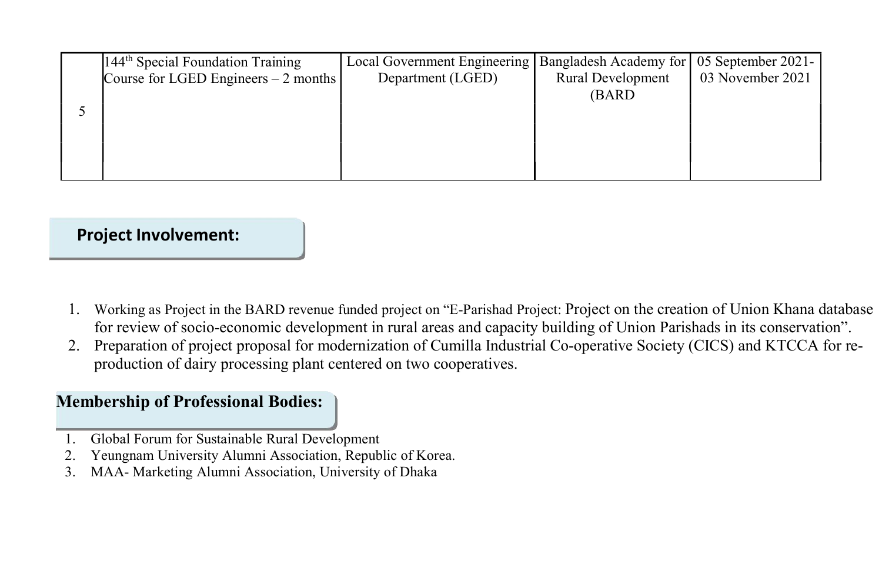| 5 | 144th Special Foundation Training Course for LGED Engineers – 2 months | Local Government Engineering Department (LGED) | Bangladesh Academy for Rural Development (BARD | 05 September 2021- 03 November 2021 |
|---|---|---|---|---|

## Project Involvement:

1. Working as Project in the BARD revenue funded project on "E-Parishad Project: Project on the creation of Union Khana database for review of socio-economic development in rural areas and capacity building of Union Parishads in its conservation".
2. Preparation of project proposal for modernization of Cumilla Industrial Co-operative Society (CICS) and KTCCA for re-production of dairy processing plant centered on two cooperatives.

## Membership of Professional Bodies:

1. Global Forum for Sustainable Rural Development
2. Yeungnam University Alumni Association, Republic of Korea.
3. MAA- Marketing Alumni Association, University of Dhaka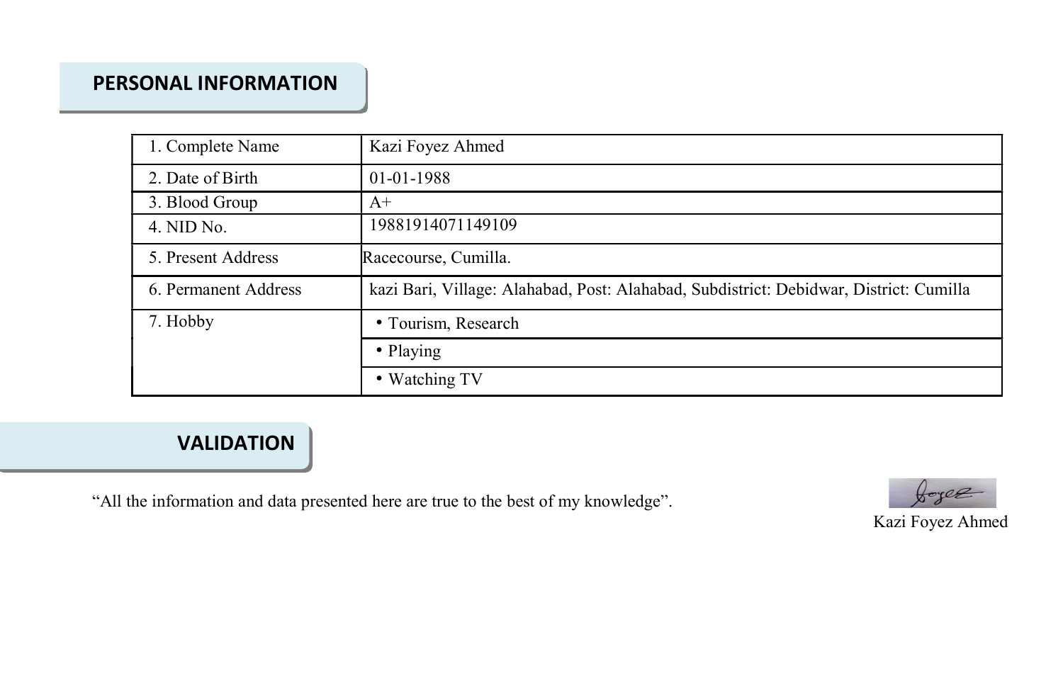## PERSONAL INFORMATION

| | |
|---|---|
| 1. Complete Name | Kazi Foyez Ahmed |
| 2. Date of Birth | 01-01-1988 |
| 3. Blood Group | A+ |
| 4. NID No. | 19881914071149109 |
| 5. Present Address | Racecourse, Cumilla. |
| 6. Permanent Address | kazi Bari, Village: Alahabad, Post: Alahabad, Subdistrict: Debidwar, District: Cumilla |
| 7. Hobby | • Tourism, Research |
| | • Playing |
| | • Watching TV |

## VALIDATION

"All the information and data presented here are true to the best of my knowledge".

Kazi Foyez Ahmed